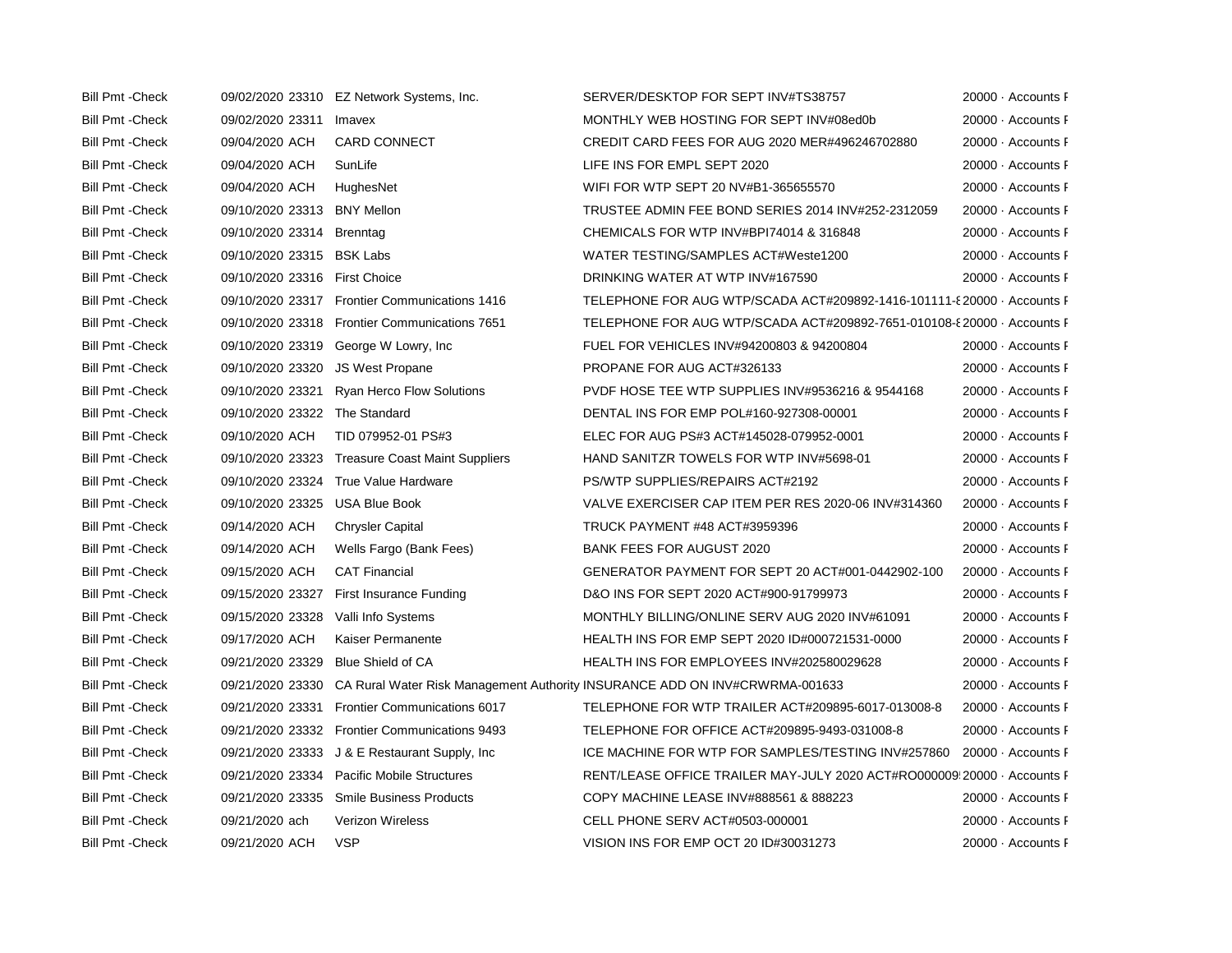| | | | | | |
|---|---|---|---|---|---|
| Bill Pmt -Check | 09/02/2020 | 23310 | EZ Network Systems, Inc. | SERVER/DESKTOP FOR SEPT INV#TS38757 | 20000 · Accounts F |
| Bill Pmt -Check | 09/02/2020 | 23311 | Imavex | MONTHLY WEB HOSTING FOR SEPT INV#08ed0b | 20000 · Accounts F |
| Bill Pmt -Check | 09/04/2020 | ACH | CARD CONNECT | CREDIT CARD FEES FOR AUG 2020 MER#496246702880 | 20000 · Accounts F |
| Bill Pmt -Check | 09/04/2020 | ACH | SunLife | LIFE INS FOR EMPL SEPT 2020 | 20000 · Accounts F |
| Bill Pmt -Check | 09/04/2020 | ACH | HughesNet | WIFI FOR WTP SEPT 20 NV#B1-365655570 | 20000 · Accounts F |
| Bill Pmt -Check | 09/10/2020 | 23313 | BNY Mellon | TRUSTEE ADMIN FEE BOND SERIES 2014 INV#252-2312059 | 20000 · Accounts F |
| Bill Pmt -Check | 09/10/2020 | 23314 | Brenntag | CHEMICALS FOR WTP INV#BPI74014 & 316848 | 20000 · Accounts F |
| Bill Pmt -Check | 09/10/2020 | 23315 | BSK Labs | WATER TESTING/SAMPLES ACT#Weste1200 | 20000 · Accounts F |
| Bill Pmt -Check | 09/10/2020 | 23316 | First Choice | DRINKING WATER AT WTP INV#167590 | 20000 · Accounts F |
| Bill Pmt -Check | 09/10/2020 | 23317 | Frontier Communications 1416 | TELEPHONE FOR AUG WTP/SCADA ACT#209892-1416-101111-8 | 20000 · Accounts F |
| Bill Pmt -Check | 09/10/2020 | 23318 | Frontier Communications 7651 | TELEPHONE FOR AUG WTP/SCADA ACT#209892-7651-010108-8 | 20000 · Accounts F |
| Bill Pmt -Check | 09/10/2020 | 23319 | George W Lowry, Inc | FUEL FOR VEHICLES INV#94200803 & 94200804 | 20000 · Accounts F |
| Bill Pmt -Check | 09/10/2020 | 23320 | JS West Propane | PROPANE FOR AUG ACT#326133 | 20000 · Accounts F |
| Bill Pmt -Check | 09/10/2020 | 23321 | Ryan Herco Flow Solutions | PVDF HOSE TEE WTP SUPPLIES INV#9536216 & 9544168 | 20000 · Accounts F |
| Bill Pmt -Check | 09/10/2020 | 23322 | The Standard | DENTAL INS FOR EMP POL#160-927308-00001 | 20000 · Accounts F |
| Bill Pmt -Check | 09/10/2020 | ACH | TID 079952-01 PS#3 | ELEC FOR AUG PS#3 ACT#145028-079952-0001 | 20000 · Accounts F |
| Bill Pmt -Check | 09/10/2020 | 23323 | Treasure Coast Maint Suppliers | HAND SANITZR TOWELS FOR WTP INV#5698-01 | 20000 · Accounts F |
| Bill Pmt -Check | 09/10/2020 | 23324 | True Value Hardware | PS/WTP SUPPLIES/REPAIRS ACT#2192 | 20000 · Accounts F |
| Bill Pmt -Check | 09/10/2020 | 23325 | USA Blue Book | VALVE EXERCISER CAP ITEM PER RES 2020-06 INV#314360 | 20000 · Accounts F |
| Bill Pmt -Check | 09/14/2020 | ACH | Chrysler Capital | TRUCK PAYMENT #48 ACT#3959396 | 20000 · Accounts F |
| Bill Pmt -Check | 09/14/2020 | ACH | Wells Fargo (Bank Fees) | BANK FEES FOR AUGUST 2020 | 20000 · Accounts F |
| Bill Pmt -Check | 09/15/2020 | ACH | CAT Financial | GENERATOR PAYMENT FOR SEPT 20 ACT#001-0442902-100 | 20000 · Accounts F |
| Bill Pmt -Check | 09/15/2020 | 23327 | First Insurance Funding | D&O INS FOR SEPT 2020 ACT#900-91799973 | 20000 · Accounts F |
| Bill Pmt -Check | 09/15/2020 | 23328 | Valli Info Systems | MONTHLY BILLING/ONLINE SERV AUG 2020 INV#61091 | 20000 · Accounts F |
| Bill Pmt -Check | 09/17/2020 | ACH | Kaiser Permanente | HEALTH INS FOR EMP SEPT 2020 ID#000721531-0000 | 20000 · Accounts F |
| Bill Pmt -Check | 09/21/2020 | 23329 | Blue Shield of CA | HEALTH INS FOR EMPLOYEES INV#202580029628 | 20000 · Accounts F |
| Bill Pmt -Check | 09/21/2020 | 23330 | CA Rural Water Risk Management Authority | INSURANCE ADD ON INV#CRWRMA-001633 | 20000 · Accounts F |
| Bill Pmt -Check | 09/21/2020 | 23331 | Frontier Communications 6017 | TELEPHONE FOR WTP TRAILER ACT#209895-6017-013008-8 | 20000 · Accounts F |
| Bill Pmt -Check | 09/21/2020 | 23332 | Frontier Communications 9493 | TELEPHONE FOR OFFICE ACT#209895-9493-031008-8 | 20000 · Accounts F |
| Bill Pmt -Check | 09/21/2020 | 23333 | J & E Restaurant Supply, Inc | ICE MACHINE FOR WTP FOR SAMPLES/TESTING INV#257860 | 20000 · Accounts F |
| Bill Pmt -Check | 09/21/2020 | 23334 | Pacific Mobile Structures | RENT/LEASE OFFICE TRAILER MAY-JULY 2020 ACT#RO000009 | 20000 · Accounts F |
| Bill Pmt -Check | 09/21/2020 | 23335 | Smile Business Products | COPY MACHINE LEASE INV#888561 & 888223 | 20000 · Accounts F |
| Bill Pmt -Check | 09/21/2020 | ach | Verizon Wireless | CELL PHONE SERV ACT#0503-000001 | 20000 · Accounts F |
| Bill Pmt -Check | 09/21/2020 | ACH | VSP | VISION INS FOR EMP OCT 20 ID#30031273 | 20000 · Accounts F |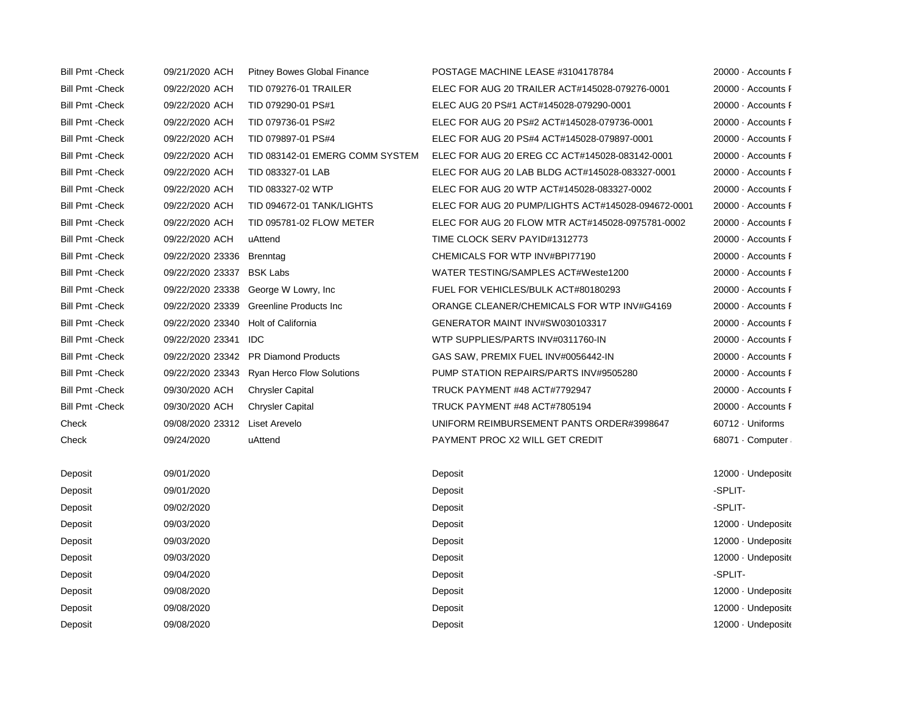| | | | | |
|---|---|---|---|---|
| Bill Pmt -Check | 09/21/2020 ACH | Pitney Bowes Global Finance | POSTAGE MACHINE LEASE #3104178784 | 20000 · Accounts F |
| Bill Pmt -Check | 09/22/2020 ACH | TID 079276-01 TRAILER | ELEC FOR AUG 20 TRAILER ACT#145028-079276-0001 | 20000 · Accounts F |
| Bill Pmt -Check | 09/22/2020 ACH | TID 079290-01 PS#1 | ELEC AUG 20 PS#1 ACT#145028-079290-0001 | 20000 · Accounts F |
| Bill Pmt -Check | 09/22/2020 ACH | TID 079736-01 PS#2 | ELEC FOR AUG 20 PS#2 ACT#145028-079736-0001 | 20000 · Accounts F |
| Bill Pmt -Check | 09/22/2020 ACH | TID 079897-01 PS#4 | ELEC FOR AUG 20 PS#4 ACT#145028-079897-0001 | 20000 · Accounts F |
| Bill Pmt -Check | 09/22/2020 ACH | TID 083142-01 EMERG COMM SYSTEM | ELEC FOR AUG 20 EREG CC ACT#145028-083142-0001 | 20000 · Accounts F |
| Bill Pmt -Check | 09/22/2020 ACH | TID 083327-01 LAB | ELEC FOR AUG 20 LAB BLDG ACT#145028-083327-0001 | 20000 · Accounts F |
| Bill Pmt -Check | 09/22/2020 ACH | TID 083327-02 WTP | ELEC FOR AUG 20 WTP ACT#145028-083327-0002 | 20000 · Accounts F |
| Bill Pmt -Check | 09/22/2020 ACH | TID 094672-01 TANK/LIGHTS | ELEC FOR AUG 20 PUMP/LIGHTS ACT#145028-094672-0001 | 20000 · Accounts F |
| Bill Pmt -Check | 09/22/2020 ACH | TID 095781-02 FLOW METER | ELEC FOR AUG 20 FLOW MTR ACT#145028-0975781-0002 | 20000 · Accounts F |
| Bill Pmt -Check | 09/22/2020 ACH | uAttend | TIME CLOCK SERV PAYID#1312773 | 20000 · Accounts F |
| Bill Pmt -Check | 09/22/2020 23336 | Brenntag | CHEMICALS FOR WTP INV#BPI77190 | 20000 · Accounts F |
| Bill Pmt -Check | 09/22/2020 23337 | BSK Labs | WATER TESTING/SAMPLES ACT#Weste1200 | 20000 · Accounts F |
| Bill Pmt -Check | 09/22/2020 23338 | George W Lowry, Inc | FUEL FOR VEHICLES/BULK ACT#80180293 | 20000 · Accounts F |
| Bill Pmt -Check | 09/22/2020 23339 | Greenline Products Inc | ORANGE CLEANER/CHEMICALS FOR WTP INV#G4169 | 20000 · Accounts F |
| Bill Pmt -Check | 09/22/2020 23340 | Holt of California | GENERATOR MAINT INV#SW030103317 | 20000 · Accounts F |
| Bill Pmt -Check | 09/22/2020 23341 | IDC | WTP SUPPLIES/PARTS INV#0311760-IN | 20000 · Accounts F |
| Bill Pmt -Check | 09/22/2020 23342 | PR Diamond Products | GAS SAW, PREMIX FUEL INV#0056442-IN | 20000 · Accounts F |
| Bill Pmt -Check | 09/22/2020 23343 | Ryan Herco Flow Solutions | PUMP STATION REPAIRS/PARTS INV#9505280 | 20000 · Accounts F |
| Bill Pmt -Check | 09/30/2020 ACH | Chrysler Capital | TRUCK PAYMENT #48 ACT#7792947 | 20000 · Accounts F |
| Bill Pmt -Check | 09/30/2020 ACH | Chrysler Capital | TRUCK PAYMENT #48 ACT#7805194 | 20000 · Accounts F |
| Check | 09/08/2020 23312 | Liset Arevelo | UNIFORM REIMBURSEMENT PANTS ORDER#3998647 | 60712 · Uniforms |
| Check | 09/24/2020 | uAttend | PAYMENT PROC X2 WILL GET CREDIT | 68071 · Computer |
| Deposit | 09/01/2020 | | Deposit | 12000 · Undeposite |
| Deposit | 09/01/2020 | | Deposit | -SPLIT- |
| Deposit | 09/02/2020 | | Deposit | -SPLIT- |
| Deposit | 09/03/2020 | | Deposit | 12000 · Undeposite |
| Deposit | 09/03/2020 | | Deposit | 12000 · Undeposite |
| Deposit | 09/03/2020 | | Deposit | 12000 · Undeposite |
| Deposit | 09/04/2020 | | Deposit | -SPLIT- |
| Deposit | 09/08/2020 | | Deposit | 12000 · Undeposite |
| Deposit | 09/08/2020 | | Deposit | 12000 · Undeposite |
| Deposit | 09/08/2020 | | Deposit | 12000 · Undeposite |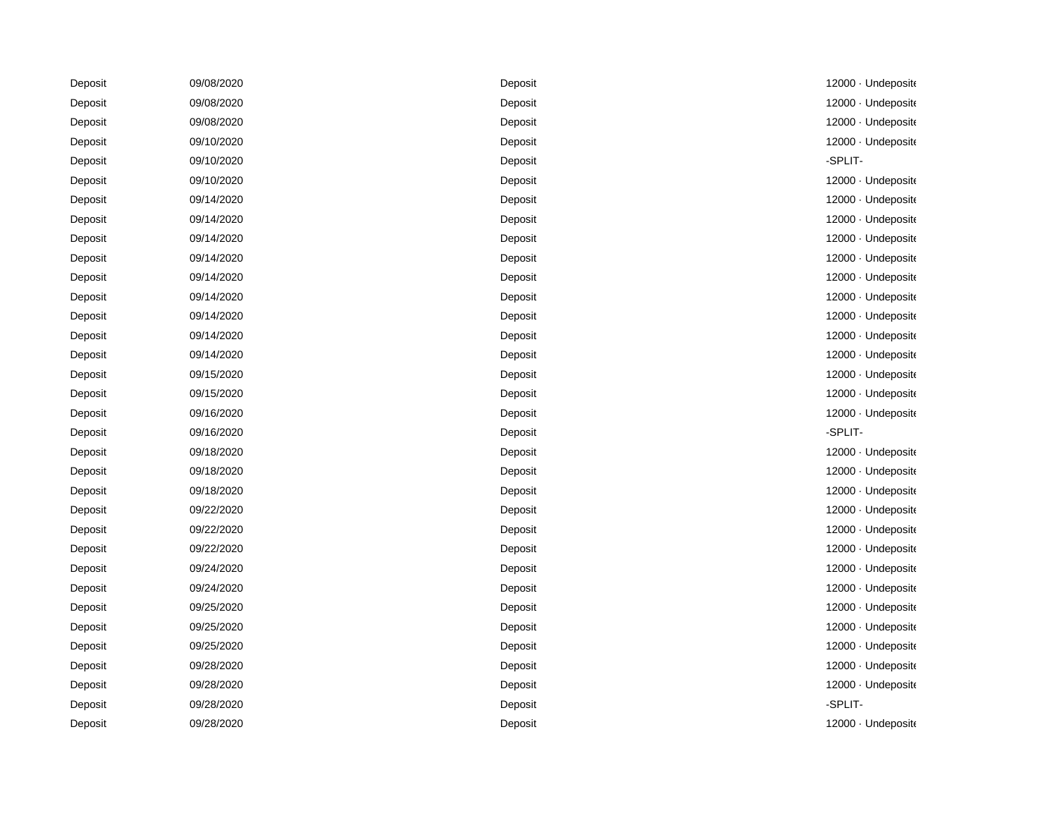| | | | |
|---|---|---|---|
| Deposit | 09/08/2020 | Deposit | 12000 · Undeposite |
| Deposit | 09/08/2020 | Deposit | 12000 · Undeposite |
| Deposit | 09/08/2020 | Deposit | 12000 · Undeposite |
| Deposit | 09/10/2020 | Deposit | 12000 · Undeposite |
| Deposit | 09/10/2020 | Deposit | -SPLIT- |
| Deposit | 09/10/2020 | Deposit | 12000 · Undeposite |
| Deposit | 09/14/2020 | Deposit | 12000 · Undeposite |
| Deposit | 09/14/2020 | Deposit | 12000 · Undeposite |
| Deposit | 09/14/2020 | Deposit | 12000 · Undeposite |
| Deposit | 09/14/2020 | Deposit | 12000 · Undeposite |
| Deposit | 09/14/2020 | Deposit | 12000 · Undeposite |
| Deposit | 09/14/2020 | Deposit | 12000 · Undeposite |
| Deposit | 09/14/2020 | Deposit | 12000 · Undeposite |
| Deposit | 09/14/2020 | Deposit | 12000 · Undeposite |
| Deposit | 09/14/2020 | Deposit | 12000 · Undeposite |
| Deposit | 09/15/2020 | Deposit | 12000 · Undeposite |
| Deposit | 09/15/2020 | Deposit | 12000 · Undeposite |
| Deposit | 09/16/2020 | Deposit | 12000 · Undeposite |
| Deposit | 09/16/2020 | Deposit | -SPLIT- |
| Deposit | 09/18/2020 | Deposit | 12000 · Undeposite |
| Deposit | 09/18/2020 | Deposit | 12000 · Undeposite |
| Deposit | 09/18/2020 | Deposit | 12000 · Undeposite |
| Deposit | 09/22/2020 | Deposit | 12000 · Undeposite |
| Deposit | 09/22/2020 | Deposit | 12000 · Undeposite |
| Deposit | 09/22/2020 | Deposit | 12000 · Undeposite |
| Deposit | 09/24/2020 | Deposit | 12000 · Undeposite |
| Deposit | 09/24/2020 | Deposit | 12000 · Undeposite |
| Deposit | 09/25/2020 | Deposit | 12000 · Undeposite |
| Deposit | 09/25/2020 | Deposit | 12000 · Undeposite |
| Deposit | 09/25/2020 | Deposit | 12000 · Undeposite |
| Deposit | 09/28/2020 | Deposit | 12000 · Undeposite |
| Deposit | 09/28/2020 | Deposit | 12000 · Undeposite |
| Deposit | 09/28/2020 | Deposit | -SPLIT- |
| Deposit | 09/28/2020 | Deposit | 12000 · Undeposite |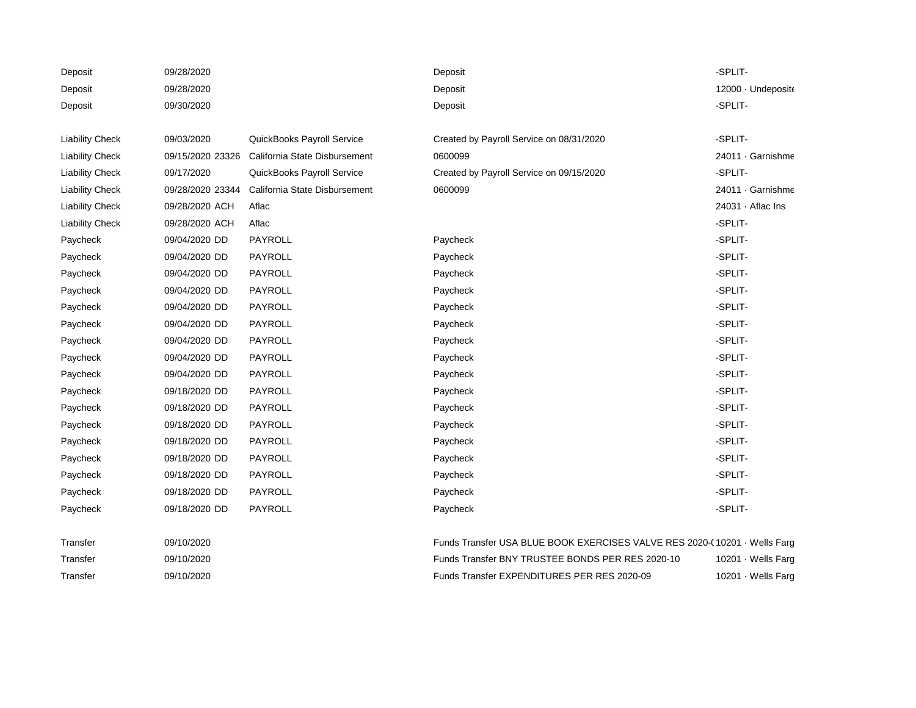| | | | | |
|---|---|---|---|---|
| Deposit | 09/28/2020 | | Deposit | -SPLIT- |
| Deposit | 09/28/2020 | | Deposit | 12000 · Undeposite |
| Deposit | 09/30/2020 | | Deposit | -SPLIT- |
| | | | | |
| Liability Check | 09/03/2020 | QuickBooks Payroll Service | Created by Payroll Service on 08/31/2020 | -SPLIT- |
| Liability Check | 09/15/2020 23326 | California State Disbursement | 0600099 | 24011 · Garnishme |
| Liability Check | 09/17/2020 | QuickBooks Payroll Service | Created by Payroll Service on 09/15/2020 | -SPLIT- |
| Liability Check | 09/28/2020 23344 | California State Disbursement | 0600099 | 24011 · Garnishme |
| Liability Check | 09/28/2020 ACH | Aflac | | 24031 · Aflac Ins |
| Liability Check | 09/28/2020 ACH | Aflac | | -SPLIT- |
| Paycheck | 09/04/2020 DD | PAYROLL | Paycheck | -SPLIT- |
| Paycheck | 09/04/2020 DD | PAYROLL | Paycheck | -SPLIT- |
| Paycheck | 09/04/2020 DD | PAYROLL | Paycheck | -SPLIT- |
| Paycheck | 09/04/2020 DD | PAYROLL | Paycheck | -SPLIT- |
| Paycheck | 09/04/2020 DD | PAYROLL | Paycheck | -SPLIT- |
| Paycheck | 09/04/2020 DD | PAYROLL | Paycheck | -SPLIT- |
| Paycheck | 09/04/2020 DD | PAYROLL | Paycheck | -SPLIT- |
| Paycheck | 09/04/2020 DD | PAYROLL | Paycheck | -SPLIT- |
| Paycheck | 09/04/2020 DD | PAYROLL | Paycheck | -SPLIT- |
| Paycheck | 09/18/2020 DD | PAYROLL | Paycheck | -SPLIT- |
| Paycheck | 09/18/2020 DD | PAYROLL | Paycheck | -SPLIT- |
| Paycheck | 09/18/2020 DD | PAYROLL | Paycheck | -SPLIT- |
| Paycheck | 09/18/2020 DD | PAYROLL | Paycheck | -SPLIT- |
| Paycheck | 09/18/2020 DD | PAYROLL | Paycheck | -SPLIT- |
| Paycheck | 09/18/2020 DD | PAYROLL | Paycheck | -SPLIT- |
| Paycheck | 09/18/2020 DD | PAYROLL | Paycheck | -SPLIT- |
| Paycheck | 09/18/2020 DD | PAYROLL | Paycheck | -SPLIT- |
| | | | | |
| Transfer | 09/10/2020 | | Funds Transfer USA BLUE BOOK EXERCISES VALVE RES 2020-( | 10201 · Wells Farg |
| Transfer | 09/10/2020 | | Funds Transfer BNY TRUSTEE BONDS PER RES 2020-10 | 10201 · Wells Farg |
| Transfer | 09/10/2020 | | Funds Transfer EXPENDITURES PER RES 2020-09 | 10201 · Wells Farg |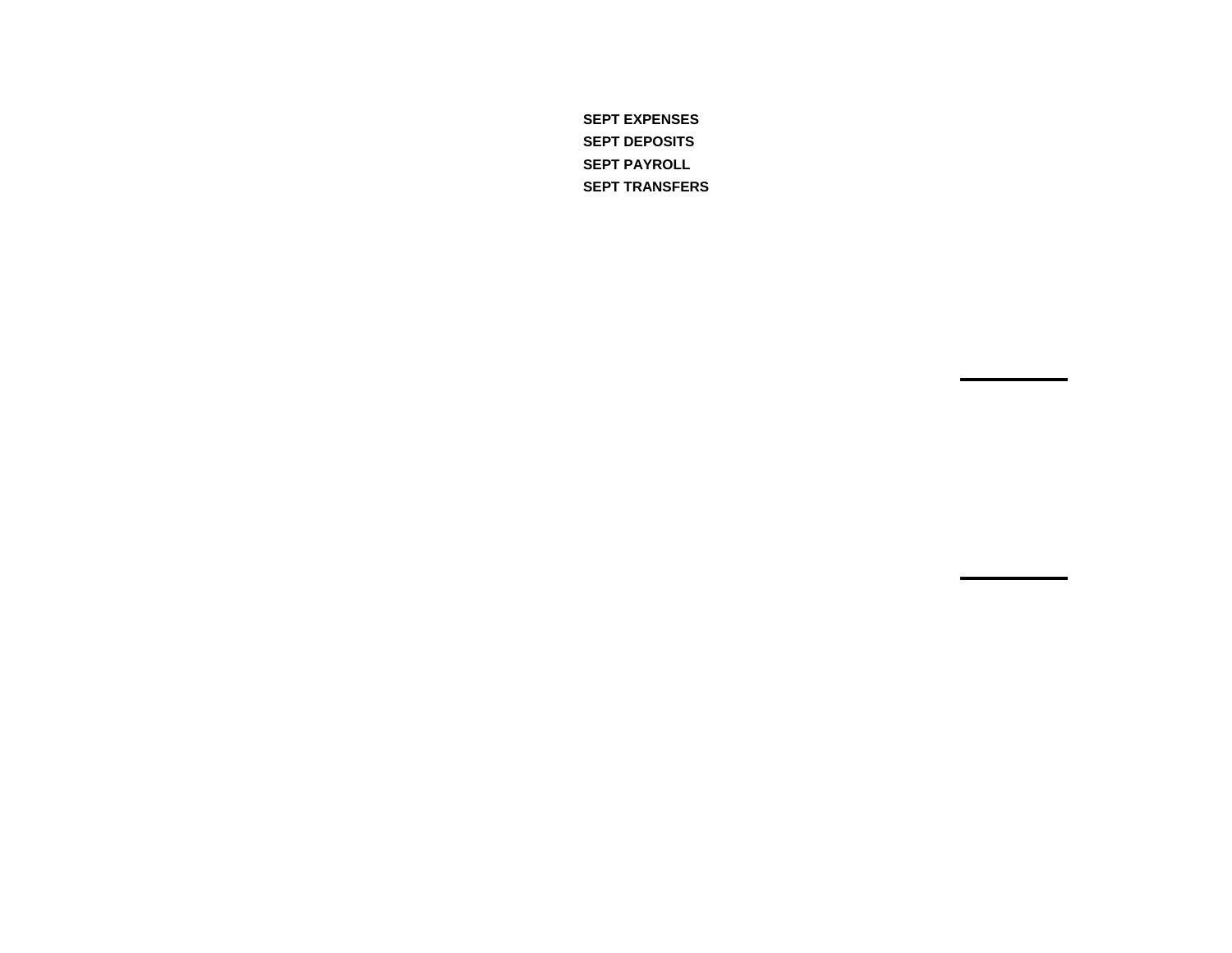**SEPT EXPENSES**
**SEPT DEPOSITS**
**SEPT PAYROLL**
**SEPT TRANSFERS**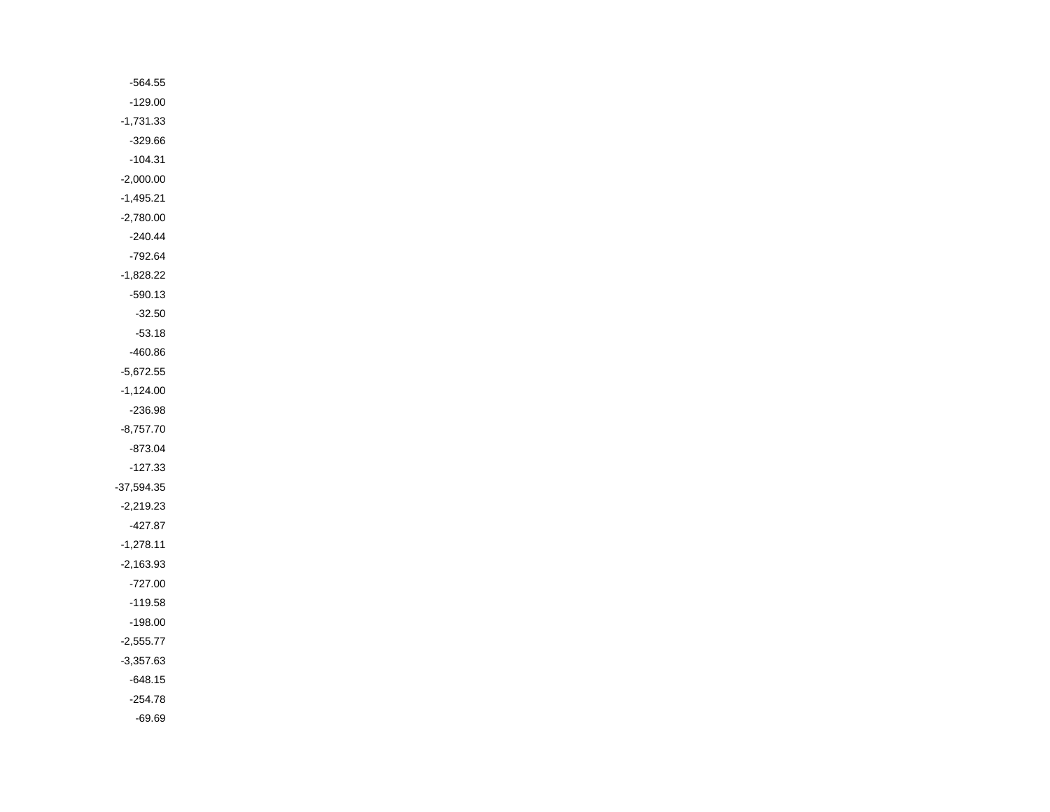-564.55
-129.00
-1,731.33
-329.66
-104.31
-2,000.00
-1,495.21
-2,780.00
-240.44
-792.64
-1,828.22
-590.13
-32.50
-53.18
-460.86
-5,672.55
-1,124.00
-236.98
-8,757.70
-873.04
-127.33
-37,594.35
-2,219.23
-427.87
-1,278.11
-2,163.93
-727.00
-119.58
-198.00
-2,555.77
-3,357.63
-648.15
-254.78
-69.69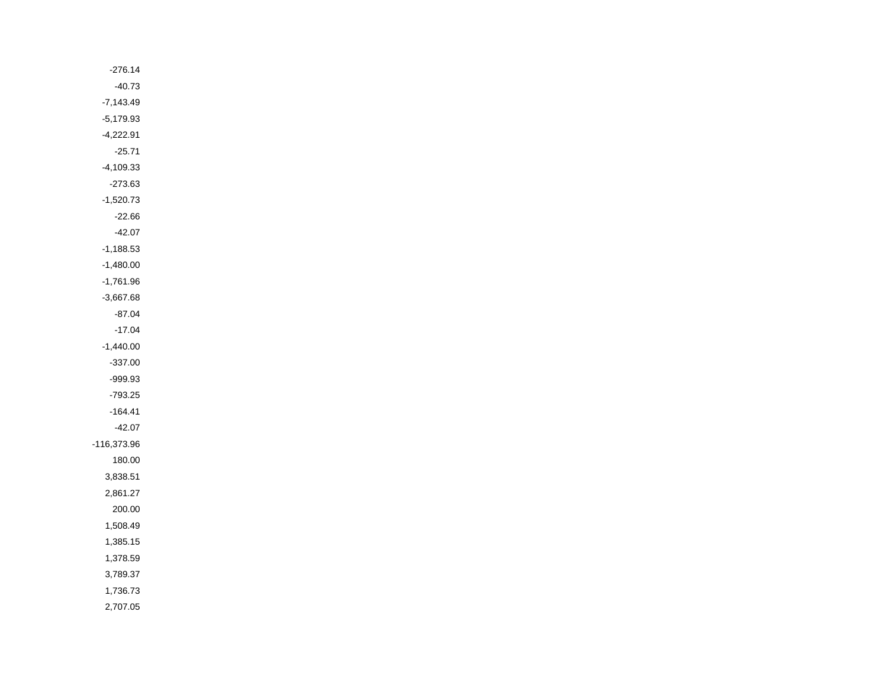-276.14
-40.73
-7,143.49
-5,179.93
-4,222.91
-25.71
-4,109.33
-273.63
-1,520.73
-22.66
-42.07
-1,188.53
-1,480.00
-1,761.96
-3,667.68
-87.04
-17.04
-1,440.00
-337.00
-999.93
-793.25
-164.41
-42.07
-116,373.96
180.00
3,838.51
2,861.27
200.00
1,508.49
1,385.15
1,378.59
3,789.37
1,736.73
2,707.05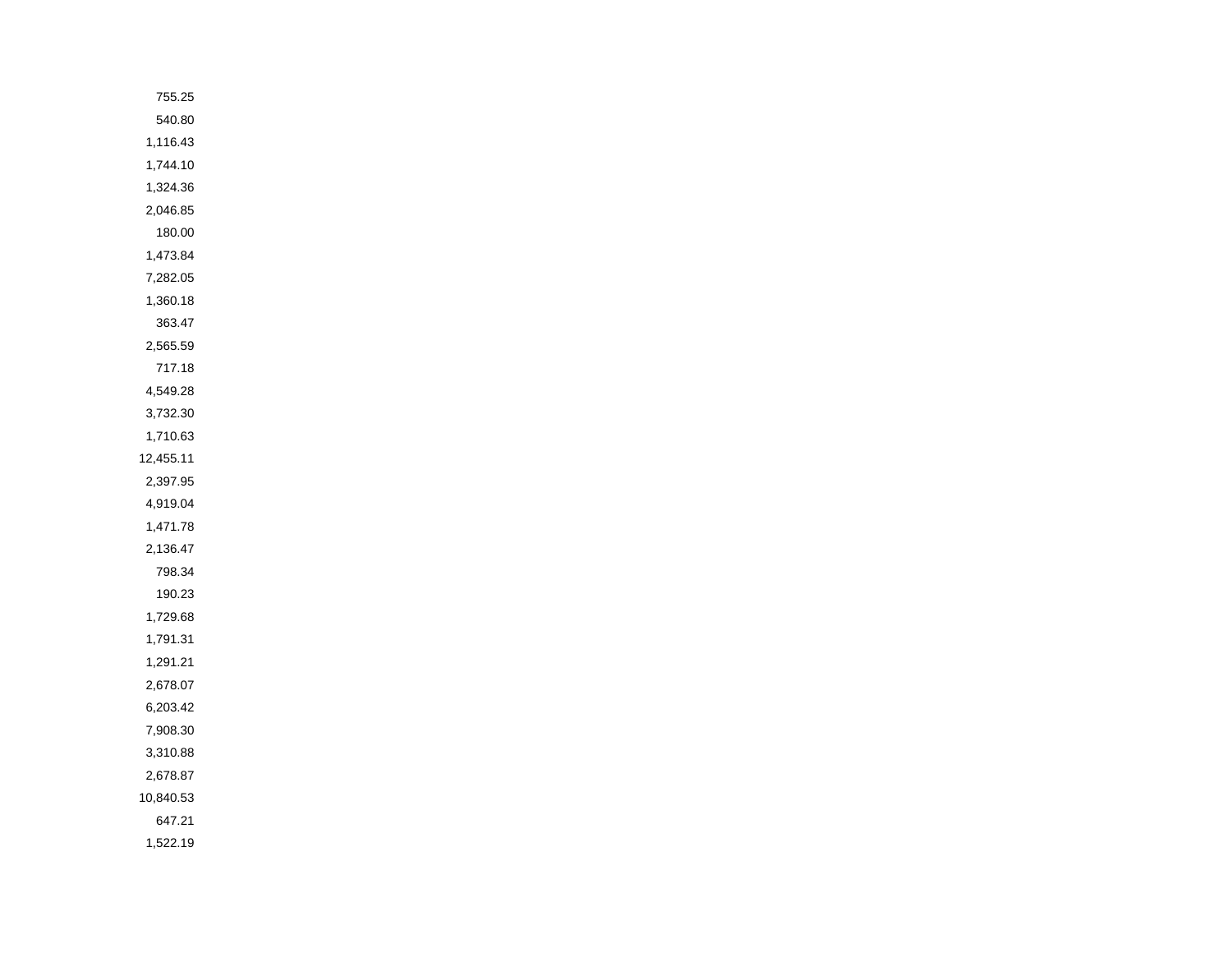755.25
540.80
1,116.43
1,744.10
1,324.36
2,046.85
180.00
1,473.84
7,282.05
1,360.18
363.47
2,565.59
717.18
4,549.28
3,732.30
1,710.63
12,455.11
2,397.95
4,919.04
1,471.78
2,136.47
798.34
190.23
1,729.68
1,791.31
1,291.21
2,678.07
6,203.42
7,908.30
3,310.88
2,678.87
10,840.53
647.21
1,522.19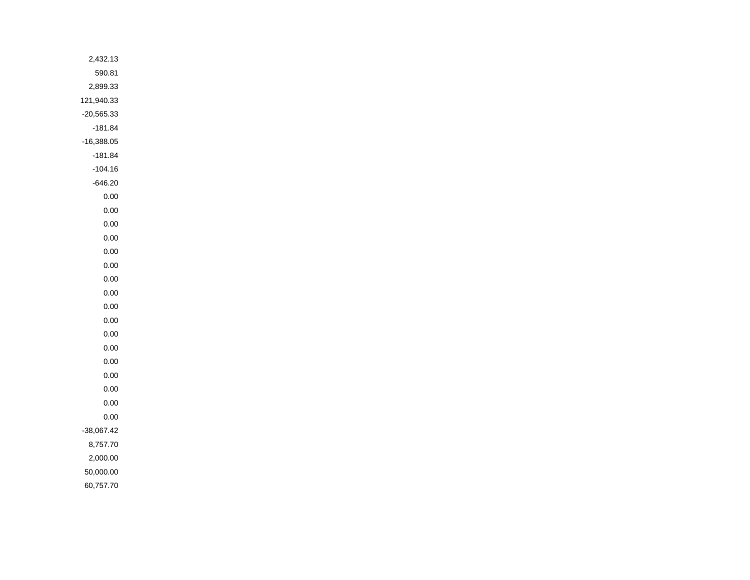2,432.13
590.81
2,899.33
121,940.33
-20,565.33
-181.84
-16,388.05
-181.84
-104.16
-646.20
0.00
0.00
0.00
0.00
0.00
0.00
0.00
0.00
0.00
0.00
0.00
0.00
0.00
0.00
0.00
0.00
0.00
-38,067.42
8,757.70
2,000.00
50,000.00
60,757.70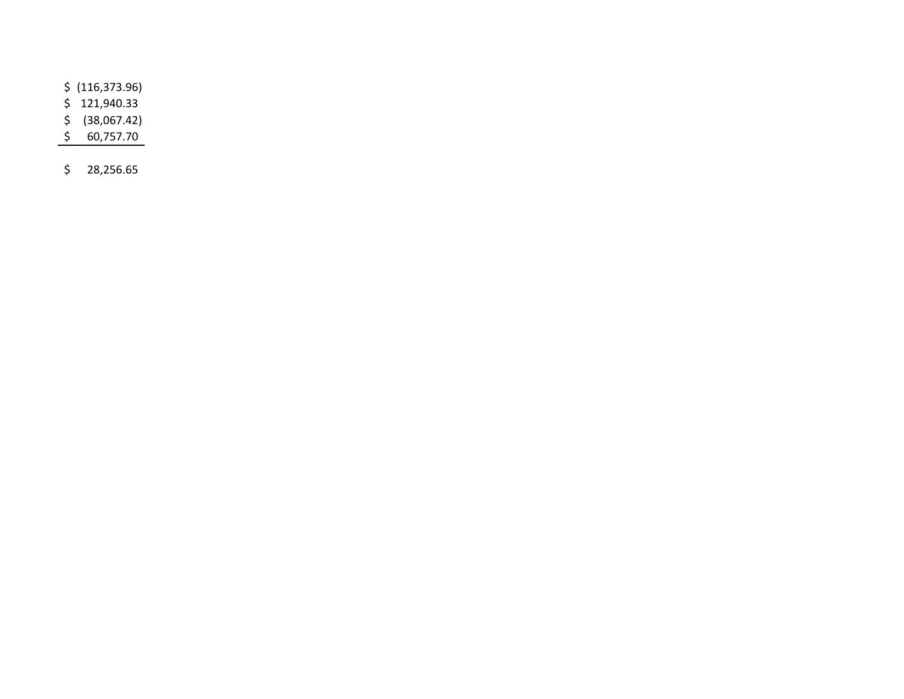| | |
|---|---|
| $ | (116,373.96) |
| $ | 121,940.33 |
| $ | (38,067.42) |
| $ | 60,757.70 |
| | |
| $ | 28,256.65 |